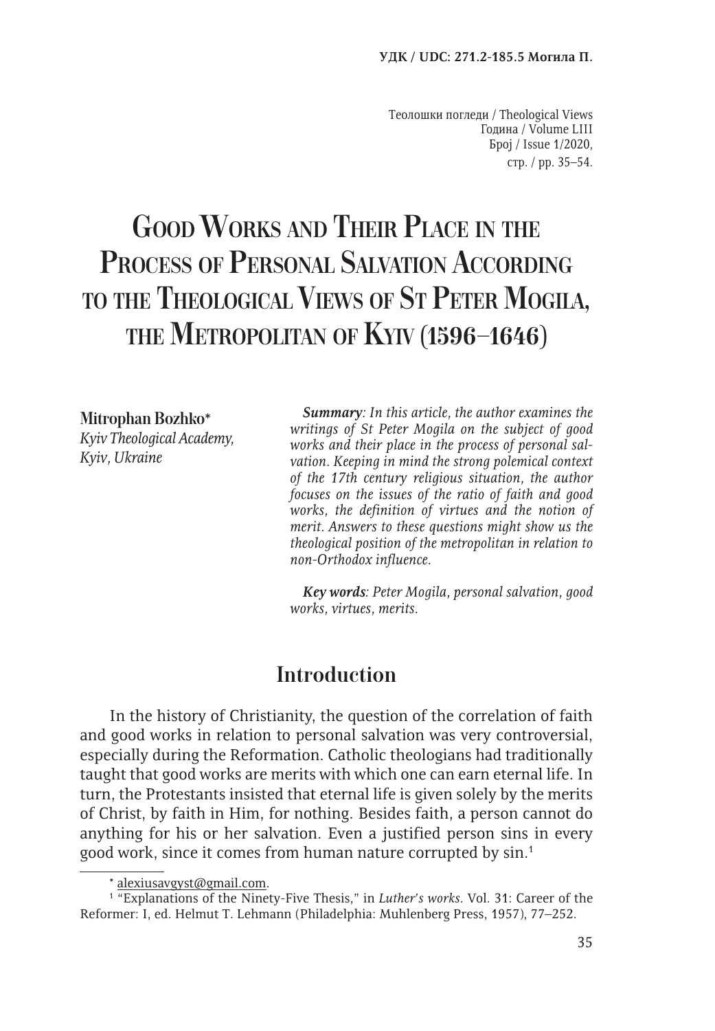**УДК / UDC: 271.2-185.5 Могила П.**

Теолошки погледи / Theological Views
Година / Volume LIII
Број / Issue 1/2020,
стр. / pp. 35–54.

# Good Works and Their Place in the Process of Personal Salvation According to the Theological Views of St Peter Mogila, the Metropolitan of Kyiv (1596–1646)

**Mitrophan Bozhko***
*Kyiv Theological Academy, Kyiv, Ukraine*

***Summary**: In this article, the author examines the writings of St Peter Mogila on the subject of good works and their place in the process of personal salvation. Keeping in mind the strong polemical context of the 17th century religious situation, the author focuses on the issues of the ratio of faith and good works, the definition of virtues and the notion of merit. Answers to these questions might show us the theological position of the metropolitan in relation to non-Orthodox influence.*

***Key words**: Peter Mogila, personal salvation, good works, virtues, merits.*

## Introduction

In the history of Christianity, the question of the correlation of faith and good works in relation to personal salvation was very controversial, especially during the Reformation. Catholic theologians had traditionally taught that good works are merits with which one can earn eternal life. In turn, the Protestants insisted that eternal life is given solely by the merits of Christ, by faith in Him, for nothing. Besides faith, a person cannot do anything for his or her salvation. Even a justified person sins in every good work, since it comes from human nature corrupted by sin.[1]

---

* alexiusavgyst@gmail.com.

[1] "Explanations of the Ninety-Five Thesis," in *Luther's works*. Vol. 31: Career of the Reformer: I, ed. Helmut T. Lehmann (Philadelphia: Muhlenberg Press, 1957), 77–252.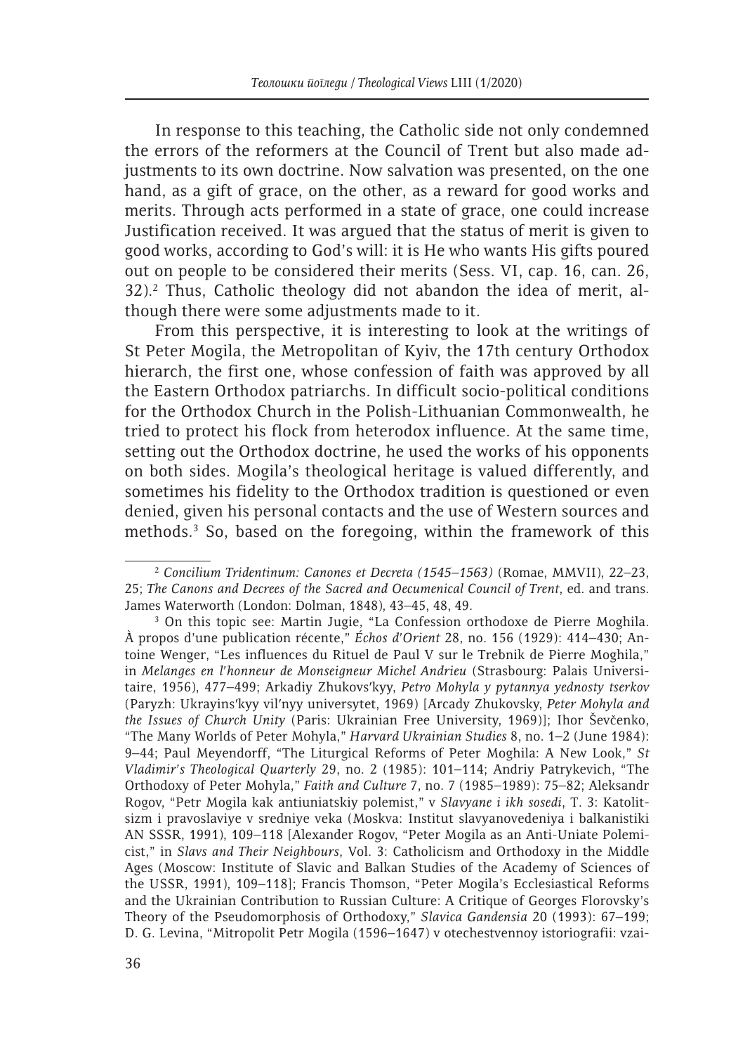In response to this teaching, the Catholic side not only condemned the errors of the reformers at the Council of Trent but also made adjustments to its own doctrine. Now salvation was presented, on the one hand, as a gift of grace, on the other, as a reward for good works and merits. Through acts performed in a state of grace, one could increase Justification received. It was argued that the status of merit is given to good works, according to God's will: it is He who wants His gifts poured out on people to be considered their merits (Sess. VI, cap. 16, can. 26, 32).[2] Thus, Catholic theology did not abandon the idea of merit, although there were some adjustments made to it.

From this perspective, it is interesting to look at the writings of St Peter Mogila, the Metropolitan of Kyiv, the 17th century Orthodox hierarch, the first one, whose confession of faith was approved by all the Eastern Orthodox patriarchs. In difficult socio-political conditions for the Orthodox Church in the Polish-Lithuanian Commonwealth, he tried to protect his flock from heterodox influence. At the same time, setting out the Orthodox doctrine, he used the works of his opponents on both sides. Mogila's theological heritage is valued differently, and sometimes his fidelity to the Orthodox tradition is questioned or even denied, given his personal contacts and the use of Western sources and methods.[3] So, based on the foregoing, within the framework of this

---

[2] *Concilium Tridentinum: Canones et Decreta (1545–1563)* (Romae, MMVII), 22–23, 25; *The Canons and Decrees of the Sacred and Oecumenical Council of Trent*, ed. and trans. James Waterworth (London: Dolman, 1848), 43–45, 48, 49.

[3] On this topic see: Martin Jugie, "La Confession orthodoxe de Pierre Moghila. À propos d'une publication récente," *Échos d'Orient* 28, no. 156 (1929): 414–430; Antoine Wenger, "Les influences du Rituel de Paul V sur le Trebnik de Pierre Moghila," in *Melanges en l'honneur de Monseigneur Michel Andrieu* (Strasbourg: Palais Universitaire, 1956), 477–499; Arkadiy Zhukovs'kyy, *Petro Mohyla y pytannya yednosty tserkov* (Paryzh: Ukrayins'kyy vil'nyy universytet, 1969) [Arcady Zhukovsky, *Peter Mohyla and the Issues of Church Unity* (Paris: Ukrainian Free University, 1969)]; Ihor Ševčenko, "The Many Worlds of Peter Mohyla," *Harvard Ukrainian Studies* 8, no. 1–2 (June 1984): 9–44; Paul Meyendorff, "The Liturgical Reforms of Peter Moghila: A New Look," *St Vladimir's Theological Quarterly* 29, no. 2 (1985): 101–114; Andriy Patrykevich, "The Orthodoxy of Peter Mohyla," *Faith and Culture* 7, no. 7 (1985–1989): 75–82; Aleksandr Rogov, "Petr Mogila kak antiuniatskiy polemist," v *Slavyane i ikh sosedi*, T. 3: Katolitsizm i pravoslaviye v sredniye veka (Moskva: Institut slavyanovedeniya i balkanistiki AN SSSR, 1991), 109–118 [Alexander Rogov, "Peter Mogila as an Anti-Uniate Polemicist," in *Slavs and Their Neighbours*, Vol. 3: Catholicism and Orthodoxy in the Middle Ages (Moscow: Institute of Slavic and Balkan Studies of the Academy of Sciences of the USSR, 1991), 109–118]; Francis Thomson, "Peter Mogila's Ecclesiastical Reforms and the Ukrainian Contribution to Russian Culture: A Critique of Georges Florovsky's Theory of the Pseudomorphosis of Orthodoxy," *Slavica Gandensia* 20 (1993): 67–199; D. G. Levina, "Mitropolit Petr Mogila (1596–1647) v otechestvennoy istoriografii: vzai-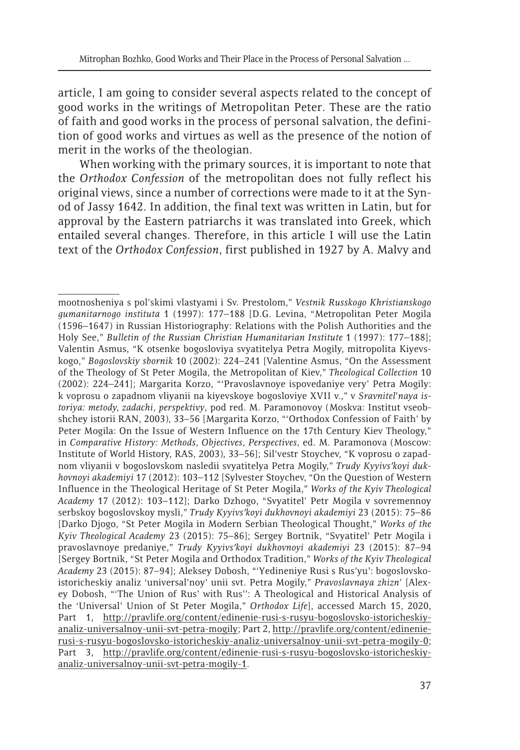article, I am going to consider several aspects related to the concept of good works in the writings of Metropolitan Peter. These are the ratio of faith and good works in the process of personal salvation, the definition of good works and virtues as well as the presence of the notion of merit in the works of the theologian.

When working with the primary sources, it is important to note that the *Orthodox Confession* of the metropolitan does not fully reflect his original views, since a number of corrections were made to it at the Synod of Jassy 1642. In addition, the final text was written in Latin, but for approval by the Eastern patriarchs it was translated into Greek, which entailed several changes. Therefore, in this article I will use the Latin text of the *Orthodox Confession*, first published in 1927 by A. Malvy and

---

mootnosheniya s pol'skimi vlastyami i Sv. Prestolom," *Vestnik Russkogo Khristianskogo gumanitarnogo instituta* 1 (1997): 177–188 [D.G. Levina, "Metropolitan Peter Mogila (1596–1647) in Russian Historiography: Relations with the Polish Authorities and the Holy See," *Bulletin of the Russian Christian Humanitarian Institute* 1 (1997): 177–188]; Valentin Asmus, "K otsenke bogosloviya svyatitelya Petra Mogily, mitropolita Kiyevskogo," *Bogoslovskiy sbornik* 10 (2002): 224–241 [Valentine Asmus, "On the Assessment of the Theology of St Peter Mogila, the Metropolitan of Kiev," *Theological Collection* 10 (2002): 224–241]; Margarita Korzo, "'Pravoslavnoye ispovedaniye very' Petra Mogily: k voprosu o zapadnom vliyanii na kiyevskoye bogosloviye XVII v.," v *Sravnitel'naya istoriya: metody, zadachi, perspektivy*, pod red. M. Paramonovoy (Moskva: Institut vseobshchey istorii RAN, 2003), 33–56 [Margarita Korzo, "'Orthodox Confession of Faith' by Peter Mogila: On the Issue of Western Influence on the 17th Century Kiev Theology," in *Comparative History: Methods, Objectives, Perspectives*, ed. M. Paramonova (Moscow: Institute of World History, RAS, 2003), 33–56]; Sil'vestr Stoychev, "K voprosu o zapadnom vliyanii v bogoslovskom nasledii svyatitelya Petra Mogily," *Trudy Kyyivs'koyi dukhovnoyi akademiyi* 17 (2012): 103–112 [Sylvester Stoychev, "On the Question of Western Influence in the Theological Heritage of St Peter Mogila," *Works of the Kyiv Theological Academy* 17 (2012): 103–112]; Darko Dzhogo, "Svyatitel' Petr Mogila v sovremennoy serbskoy bogoslovskoy mysli," *Trudy Kyyivs'koyi dukhovnoyi akademiyi* 23 (2015): 75–86 [Darko Djogo, "St Peter Mogila in Modern Serbian Theological Thought," *Works of the Kyiv Theological Academy* 23 (2015): 75–86]; Sergey Bortnik, "Svyatitel' Petr Mogila i pravoslavnoye predaniye," *Trudy Kyyivs'koyi dukhovnoyi akademiyi* 23 (2015): 87–94 [Sergey Bortnik, "St Peter Mogila and Orthodox Tradition," *Works of the Kyiv Theological Academy* 23 (2015): 87–94]; Aleksey Dobosh, "'Yedineniye Rusi s Rus'yu': bogoslovsko-istoricheskiy analiz 'universal'noy' unii svt. Petra Mogily," *Pravoslavnaya zhizn'* [Alexey Dobosh, "'The Union of Rus' with Rus'': A Theological and Historical Analysis of the 'Universal' Union of St Peter Mogila," *Orthodox Life*], accessed March 15, 2020, Part 1, http://pravlife.org/content/edinenie-rusi-s-rusyu-bogoslovsko-istoricheskiy-analiz-universalnoy-unii-svt-petra-mogily; Part 2, http://pravlife.org/content/edinenie-rusi-s-rusyu-bogoslovsko-istoricheskiy-analiz-universalnoy-unii-svt-petra-mogily-0; Part 3, http://pravlife.org/content/edinenie-rusi-s-rusyu-bogoslovsko-istoricheskiy-analiz-universalnoy-unii-svt-petra-mogily-1.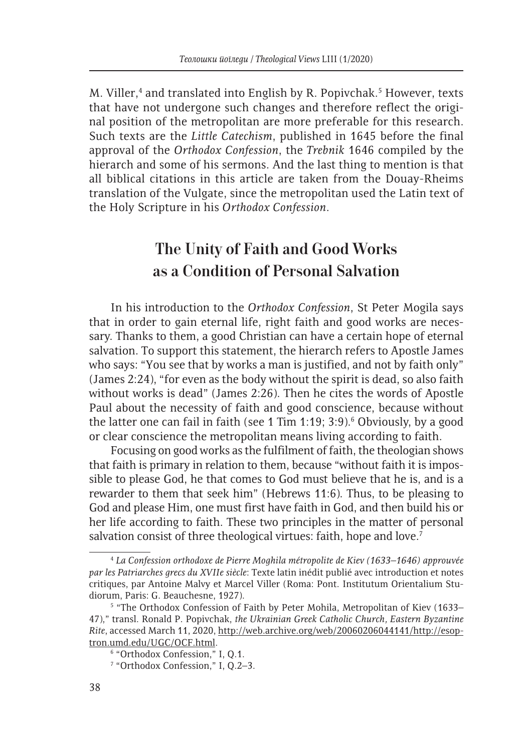M. Viller,[4] and translated into English by R. Popivchak.[5] However, texts that have not undergone such changes and therefore reflect the original position of the metropolitan are more preferable for this research. Such texts are the *Little Catechism*, published in 1645 before the final approval of the *Orthodox Confession*, the *Trebnik* 1646 compiled by the hierarch and some of his sermons. And the last thing to mention is that all biblical citations in this article are taken from the Douay-Rheims translation of the Vulgate, since the metropolitan used the Latin text of the Holy Scripture in his *Orthodox Confession*.

## The Unity of Faith and Good Works as a Condition of Personal Salvation

In his introduction to the *Orthodox Confession*, St Peter Mogila says that in order to gain eternal life, right faith and good works are necessary. Thanks to them, a good Christian can have a certain hope of eternal salvation. To support this statement, the hierarch refers to Apostle James who says: "You see that by works a man is justified, and not by faith only" (James 2:24), "for even as the body without the spirit is dead, so also faith without works is dead" (James 2:26). Then he cites the words of Apostle Paul about the necessity of faith and good conscience, because without the latter one can fail in faith (see 1 Tim 1:19; 3:9).[6] Obviously, by a good or clear conscience the metropolitan means living according to faith.

Focusing on good works as the fulfilment of faith, the theologian shows that faith is primary in relation to them, because "without faith it is impossible to please God, he that comes to God must believe that he is, and is a rewarder to them that seek him" (Hebrews 11:6). Thus, to be pleasing to God and please Him, one must first have faith in God, and then build his or her life according to faith. These two principles in the matter of personal salvation consist of three theological virtues: faith, hope and love.[7]

---

[4] *La Confession orthodoxe de Pierre Moghila métropolite de Kiev (1633–1646) approuvée par les Patriarches grecs du XVIIe siècle*: Texte latin inédit publié avec introduction et notes critiques, par Antoine Malvy et Marcel Viller (Roma: Pont. Institutum Orientalium Studiorum, Paris: G. Beauchesne, 1927).

[5] "The Orthodox Confession of Faith by Peter Mohila, Metropolitan of Kiev (1633–47)," transl. Ronald P. Popivchak, *the Ukrainian Greek Catholic Church, Eastern Byzantine Rite*, accessed March 11, 2020, http://web.archive.org/web/20060206044141/http://esoptron.umd.edu/UGC/OCF.html.

[6] "Orthodox Confession," I, Q.1.

[7] "Orthodox Confession," I, Q.2–3.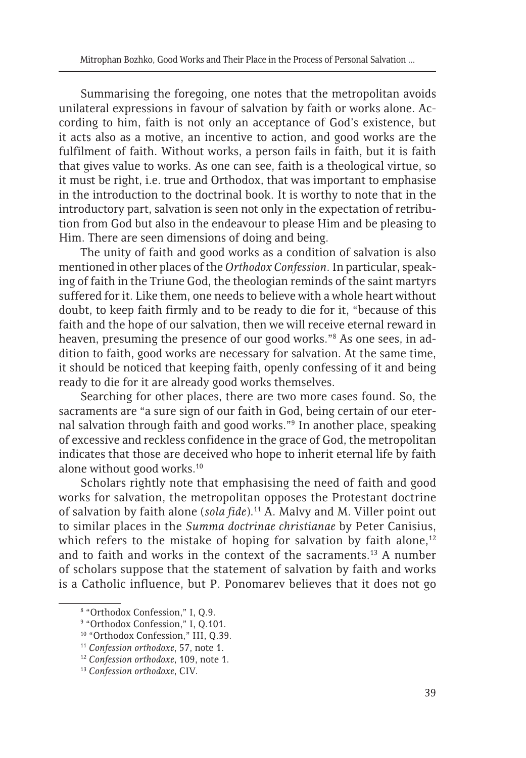Summarising the foregoing, one notes that the metropolitan avoids unilateral expressions in favour of salvation by faith or works alone. According to him, faith is not only an acceptance of God's existence, but it acts also as a motive, an incentive to action, and good works are the fulfilment of faith. Without works, a person fails in faith, but it is faith that gives value to works. As one can see, faith is a theological virtue, so it must be right, i.e. true and Orthodox, that was important to emphasise in the introduction to the doctrinal book. It is worthy to note that in the introductory part, salvation is seen not only in the expectation of retribution from God but also in the endeavour to please Him and be pleasing to Him. There are seen dimensions of doing and being.

The unity of faith and good works as a condition of salvation is also mentioned in other places of the *Orthodox Confession*. In particular, speaking of faith in the Triune God, the theologian reminds of the saint martyrs suffered for it. Like them, one needs to believe with a whole heart without doubt, to keep faith firmly and to be ready to die for it, "because of this faith and the hope of our salvation, then we will receive eternal reward in heaven, presuming the presence of our good works."[8] As one sees, in addition to faith, good works are necessary for salvation. At the same time, it should be noticed that keeping faith, openly confessing of it and being ready to die for it are already good works themselves.

Searching for other places, there are two more cases found. So, the sacraments are "a sure sign of our faith in God, being certain of our eternal salvation through faith and good works."[9] In another place, speaking of excessive and reckless confidence in the grace of God, the metropolitan indicates that those are deceived who hope to inherit eternal life by faith alone without good works.[10]

Scholars rightly note that emphasising the need of faith and good works for salvation, the metropolitan opposes the Protestant doctrine of salvation by faith alone (*sola fide*).[11] A. Malvy and M. Viller point out to similar places in the *Summa doctrinae christianae* by Peter Canisius, which refers to the mistake of hoping for salvation by faith alone,[12] and to faith and works in the context of the sacraments.[13] A number of scholars suppose that the statement of salvation by faith and works is a Catholic influence, but P. Ponomarev believes that it does not go

[8] "Orthodox Confession," I, Q.9.

[9] "Orthodox Confession," I, Q.101.

[10] "Orthodox Confession," III, Q.39.

[11] *Confession orthodoxe*, 57, note 1.

[12] *Confession orthodoxe*, 109, note 1.

[13] *Confession orthodoxe*, CIV.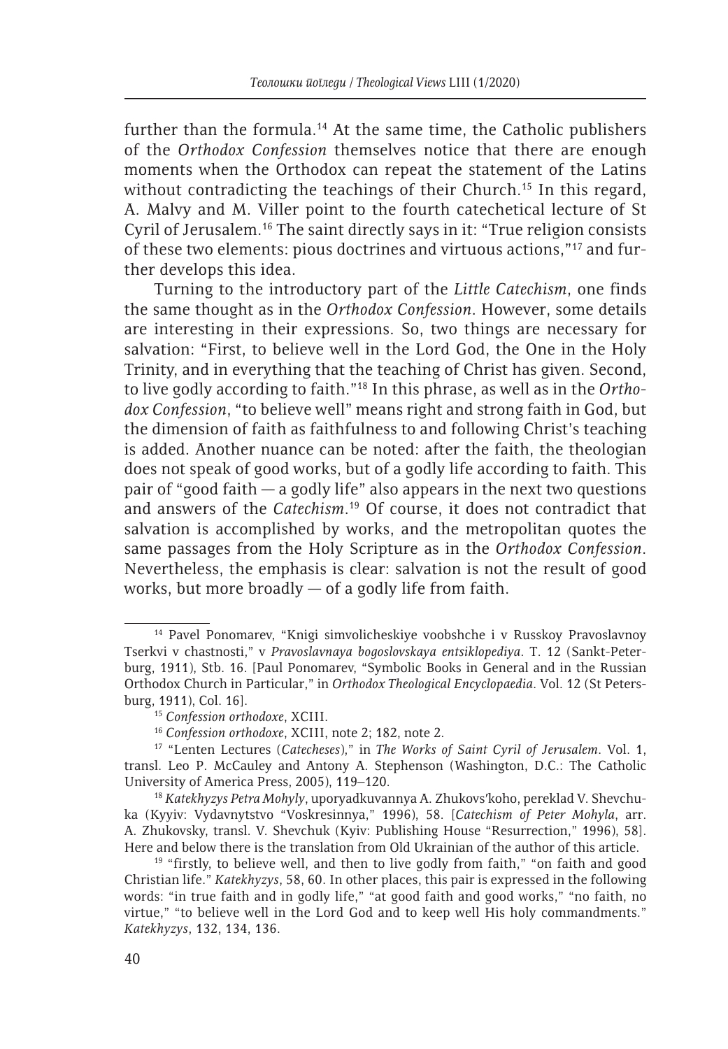further than the formula.[14] At the same time, the Catholic publishers of the *Orthodox Confession* themselves notice that there are enough moments when the Orthodox can repeat the statement of the Latins without contradicting the teachings of their Church.[15] In this regard, A. Malvy and M. Viller point to the fourth catechetical lecture of St Cyril of Jerusalem.[16] The saint directly says in it: "True religion consists of these two elements: pious doctrines and virtuous actions,"[17] and further develops this idea.

Turning to the introductory part of the *Little Catechism*, one finds the same thought as in the *Orthodox Confession*. However, some details are interesting in their expressions. So, two things are necessary for salvation: "First, to believe well in the Lord God, the One in the Holy Trinity, and in everything that the teaching of Christ has given. Second, to live godly according to faith."[18] In this phrase, as well as in the *Orthodox Confession*, "to believe well" means right and strong faith in God, but the dimension of faith as faithfulness to and following Christ's teaching is added. Another nuance can be noted: after the faith, the theologian does not speak of good works, but of a godly life according to faith. This pair of "good faith — a godly life" also appears in the next two questions and answers of the *Catechism*.[19] Of course, it does not contradict that salvation is accomplished by works, and the metropolitan quotes the same passages from the Holy Scripture as in the *Orthodox Confession*. Nevertheless, the emphasis is clear: salvation is not the result of good works, but more broadly — of a godly life from faith.

---

[14] Pavel Ponomarev, "Knigi simvolicheskiye voobshche i v Russkoy Pravoslavnoy Tserkvi v chastnosti," v *Pravoslavnaya bogoslovskaya entsiklopediya*. T. 12 (Sankt-Peterburg, 1911), Stb. 16. [Paul Ponomarev, "Symbolic Books in General and in the Russian Orthodox Church in Particular," in *Orthodox Theological Encyclopaedia*. Vol. 12 (St Petersburg, 1911), Col. 16].

[15] *Confession orthodoxe*, XCIII.

[16] *Confession orthodoxe*, XCIII, note 2; 182, note 2.

[17] "Lenten Lectures (*Catecheses*)," in *The Works of Saint Cyril of Jerusalem*. Vol. 1, transl. Leo P. McCauley and Antony A. Stephenson (Washington, D.C.: The Catholic University of America Press, 2005), 119–120.

[18] *Katekhyzys Petra Mohyly*, uporyadkuvannya A. Zhukovs'koho, pereklad V. Shevchuka (Kyyiv: Vydavnytstvo "Voskresinnya," 1996), 58. [*Catechism of Peter Mohyla*, arr. A. Zhukovsky, transl. V. Shevchuk (Kyiv: Publishing House "Resurrection," 1996), 58]. Here and below there is the translation from Old Ukrainian of the author of this article.

[19] "firstly, to believe well, and then to live godly from faith," "on faith and good Christian life." *Katekhyzys*, 58, 60. In other places, this pair is expressed in the following words: "in true faith and in godly life," "at good faith and good works," "no faith, no virtue," "to believe well in the Lord God and to keep well His holy commandments." *Katekhyzys*, 132, 134, 136.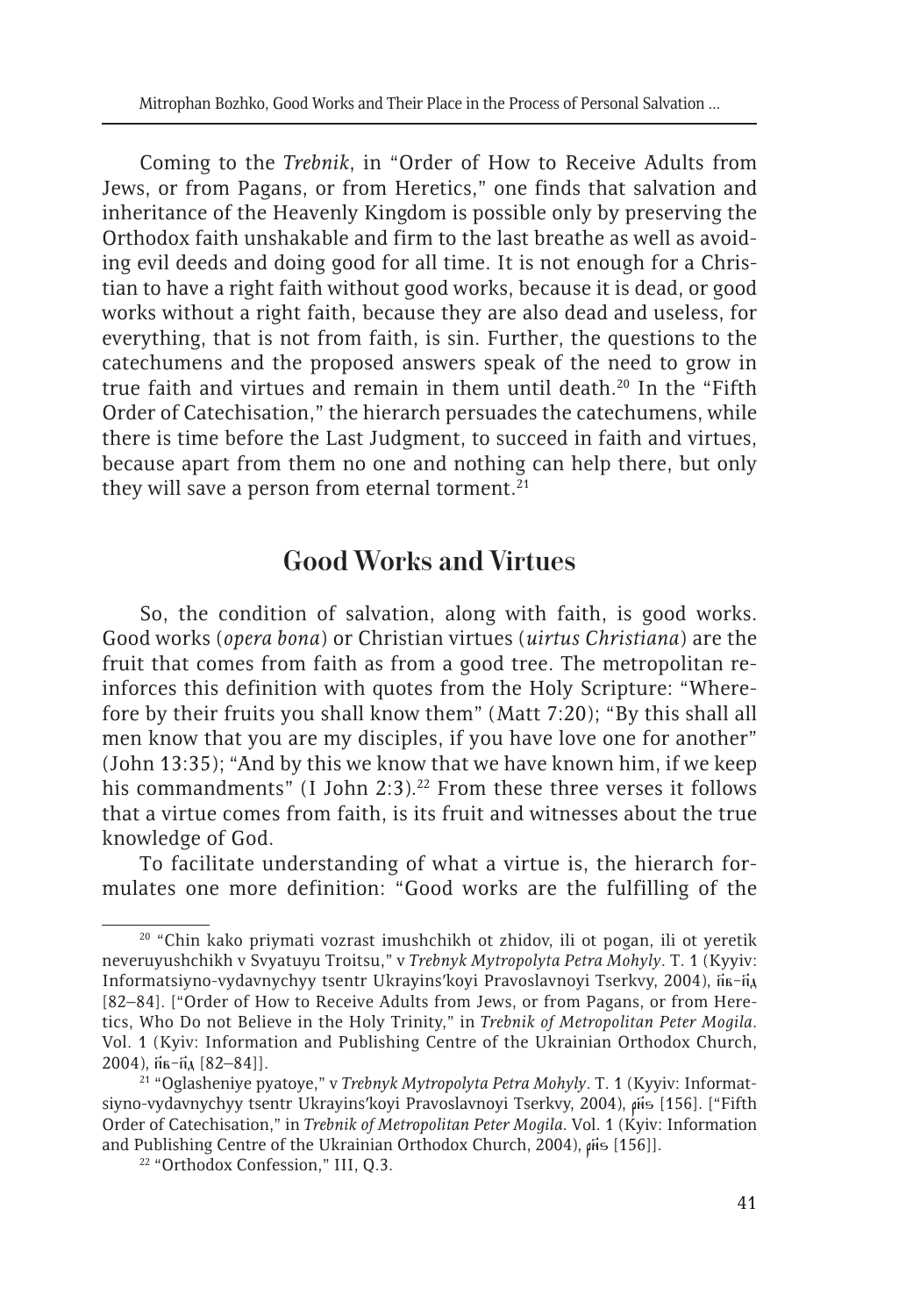Coming to the *Trebnik*, in "Order of How to Receive Adults from Jews, or from Pagans, or from Heretics," one finds that salvation and inheritance of the Heavenly Kingdom is possible only by preserving the Orthodox faith unshakable and firm to the last breathe as well as avoiding evil deeds and doing good for all time. It is not enough for a Christian to have a right faith without good works, because it is dead, or good works without a right faith, because they are also dead and useless, for everything, that is not from faith, is sin. Further, the questions to the catechumens and the proposed answers speak of the need to grow in true faith and virtues and remain in them until death.[20] In the "Fifth Order of Catechisation," the hierarch persuades the catechumens, while there is time before the Last Judgment, to succeed in faith and virtues, because apart from them no one and nothing can help there, but only they will save a person from eternal torment.[21]

## Good Works and Virtues

So, the condition of salvation, along with faith, is good works. Good works (*opera bona*) or Christian virtues (*uirtus Christiana*) are the fruit that comes from faith as from a good tree. The metropolitan reinforces this definition with quotes from the Holy Scripture: "Wherefore by their fruits you shall know them" (Matt 7:20); "By this shall all men know that you are my disciples, if you have love one for another" (John 13:35); "And by this we know that we have known him, if we keep his commandments" (I John 2:3).[22] From these three verses it follows that a virtue comes from faith, is its fruit and witnesses about the true knowledge of God.

To facilitate understanding of what a virtue is, the hierarch formulates one more definition: "Good works are the fulfilling of the

---

[20] "Chin kako priymati vozrast imushchikh ot zhidov, ili ot pogan, ili ot yeretik neveruyushchikh v Svyatuyu Troitsu," v *Trebnyk Mytropolyta Petra Mohyly*. T. 1 (Kyyiv: Informatsiyno-vydavnychyy tsentr Ukrayins'koi Pravoslavnoi Tserkvy, 2004), п҃в–п҃д [82–84]. ["Order of How to Receive Adults from Jews, or from Pagans, or from Heretics, Who Do not Believe in the Holy Trinity," in *Trebnik of Metropolitan Peter Mogila*. Vol. 1 (Kyiv: Information and Publishing Centre of the Ukrainian Orthodox Church, 2004), п҃в–п҃д [82–84]].

[21] "Oglasheniye pyatoye," v *Trebnyk Mytropolyta Petra Mohyly*. T. 1 (Kyyiv: Informatsiyno-vydavnychyy tsentr Ukrayins'koi Pravoslavnoi Tserkvy, 2004), р҃н҃ѕ [156]. ["Fifth Order of Catechisation," in *Trebnik of Metropolitan Peter Mogila*. Vol. 1 (Kyiv: Information and Publishing Centre of the Ukrainian Orthodox Church, 2004), р҃н҃ѕ [156]].

[22] "Orthodox Confession," III, Q.3.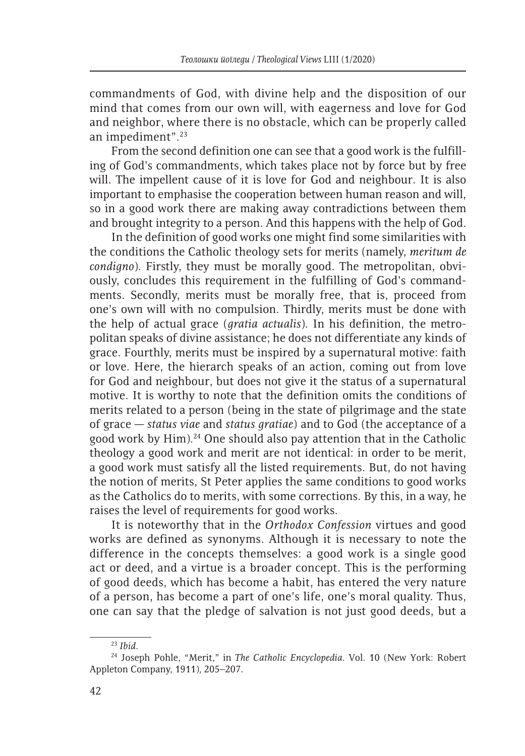commandments of God, with divine help and the disposition of our mind that comes from our own will, with eagerness and love for God and neighbor, where there is no obstacle, which can be properly called an impediment".[23]

From the second definition one can see that a good work is the fulfilling of God's commandments, which takes place not by force but by free will. The impellent cause of it is love for God and neighbour. It is also important to emphasise the cooperation between human reason and will, so in a good work there are making away contradictions between them and brought integrity to a person. And this happens with the help of God.

In the definition of good works one might find some similarities with the conditions the Catholic theology sets for merits (namely, *meritum de condigno*). Firstly, they must be morally good. The metropolitan, obviously, concludes this requirement in the fulfilling of God's commandments. Secondly, merits must be morally free, that is, proceed from one's own will with no compulsion. Thirdly, merits must be done with the help of actual grace (*gratia actualis*). In his definition, the metropolitan speaks of divine assistance; he does not differentiate any kinds of grace. Fourthly, merits must be inspired by a supernatural motive: faith or love. Here, the hierarch speaks of an action, coming out from love for God and neighbour, but does not give it the status of a supernatural motive. It is worthy to note that the definition omits the conditions of merits related to a person (being in the state of pilgrimage and the state of grace — *status viae* and *status gratiae*) and to God (the acceptance of a good work by Him).[24] One should also pay attention that in the Catholic theology a good work and merit are not identical: in order to be merit, a good work must satisfy all the listed requirements. But, do not having the notion of merits, St Peter applies the same conditions to good works as the Catholics do to merits, with some corrections. By this, in a way, he raises the level of requirements for good works.

It is noteworthy that in the *Orthodox Confession* virtues and good works are defined as synonyms. Although it is necessary to note the difference in the concepts themselves: a good work is a single good act or deed, and a virtue is a broader concept. This is the performing of good deeds, which has become a habit, has entered the very nature of a person, has become a part of one's life, one's moral quality. Thus, one can say that the pledge of salvation is not just good deeds, but a

---

[23] *Ibid.*

[24] Joseph Pohle, "Merit," in *The Catholic Encyclopedia*. Vol. 10 (New York: Robert Appleton Company, 1911), 205–207.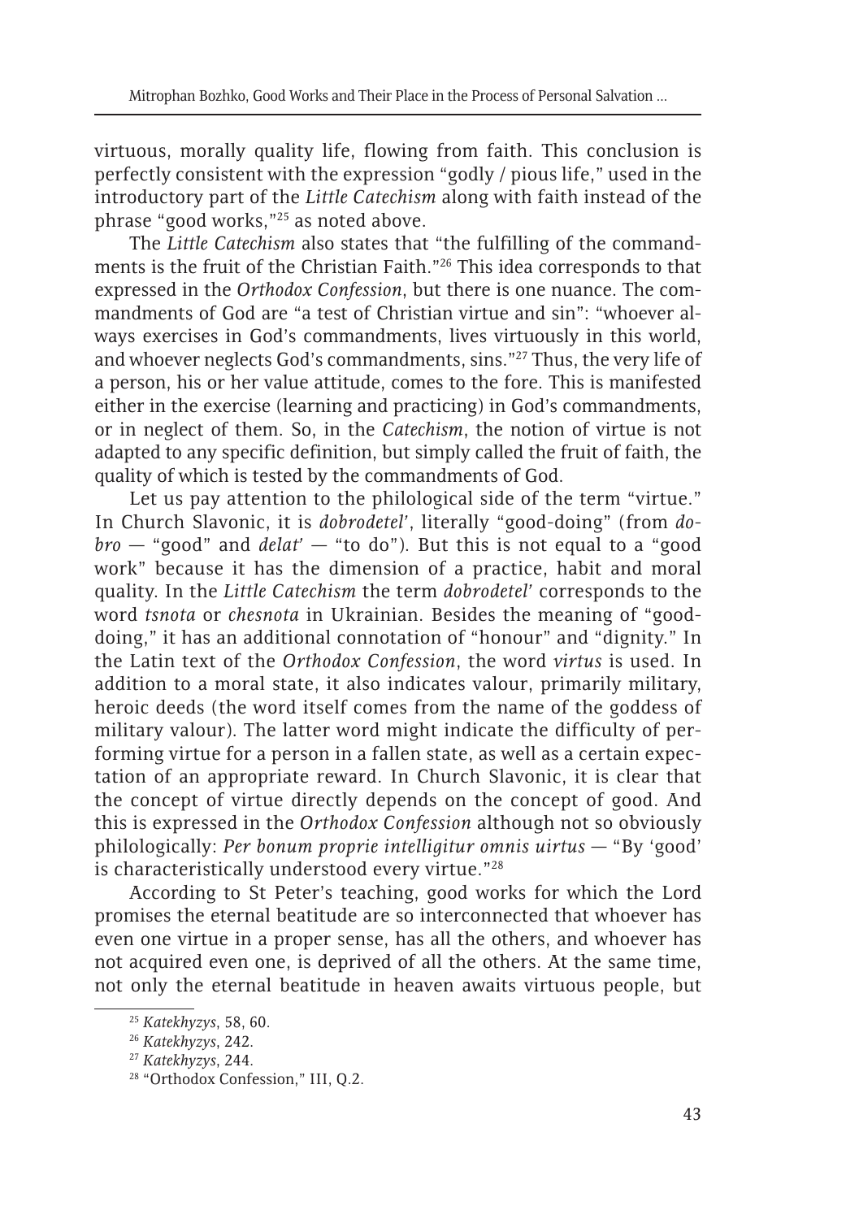virtuous, morally quality life, flowing from faith. This conclusion is perfectly consistent with the expression "godly / pious life," used in the introductory part of the *Little Catechism* along with faith instead of the phrase "good works,"[25] as noted above.

The *Little Catechism* also states that "the fulfilling of the commandments is the fruit of the Christian Faith."[26] This idea corresponds to that expressed in the *Orthodox Confession*, but there is one nuance. The commandments of God are "a test of Christian virtue and sin": "whoever always exercises in God's commandments, lives virtuously in this world, and whoever neglects God's commandments, sins."[27] Thus, the very life of a person, his or her value attitude, comes to the fore. This is manifested either in the exercise (learning and practicing) in God's commandments, or in neglect of them. So, in the *Catechism*, the notion of virtue is not adapted to any specific definition, but simply called the fruit of faith, the quality of which is tested by the commandments of God.

Let us pay attention to the philological side of the term "virtue." In Church Slavonic, it is *dobrodetel'*, literally "good-doing" (from *dobro* — "good" and *delat'* — "to do"). But this is not equal to a "good work" because it has the dimension of a practice, habit and moral quality. In the *Little Catechism* the term *dobrodetel'* corresponds to the word *tsnota* or *chesnota* in Ukrainian. Besides the meaning of "good-doing," it has an additional connotation of "honour" and "dignity." In the Latin text of the *Orthodox Confession*, the word *virtus* is used. In addition to a moral state, it also indicates valour, primarily military, heroic deeds (the word itself comes from the name of the goddess of military valour). The latter word might indicate the difficulty of performing virtue for a person in a fallen state, as well as a certain expectation of an appropriate reward. In Church Slavonic, it is clear that the concept of virtue directly depends on the concept of good. And this is expressed in the *Orthodox Confession* although not so obviously philologically: *Per bonum proprie intelligitur omnis uirtus* — "By 'good' is characteristically understood every virtue."[28]

According to St Peter's teaching, good works for which the Lord promises the eternal beatitude are so interconnected that whoever has even one virtue in a proper sense, has all the others, and whoever has not acquired even one, is deprived of all the others. At the same time, not only the eternal beatitude in heaven awaits virtuous people, but

---

[25] *Katekhyzys*, 58, 60.

[26] *Katekhyzys*, 242.

[27] *Katekhyzys*, 244.

[28] "Orthodox Confession," III, Q.2.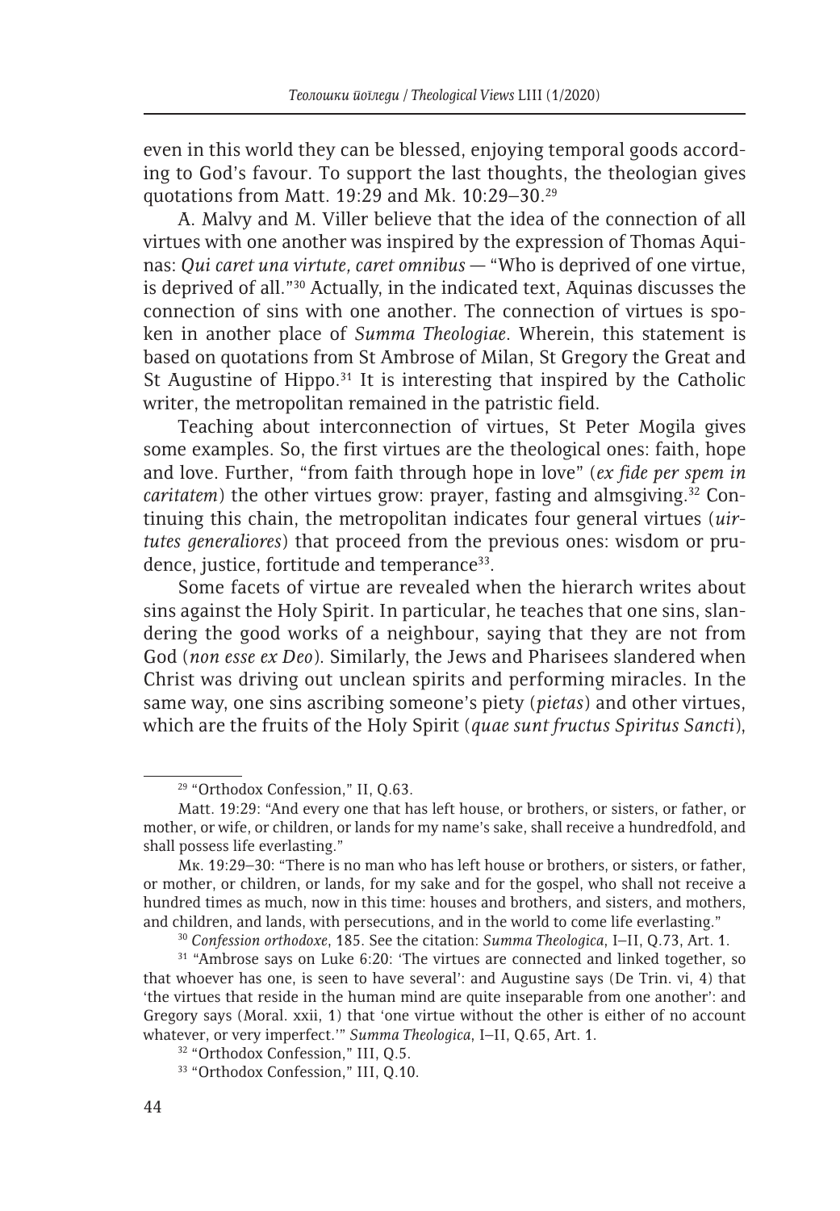even in this world they can be blessed, enjoying temporal goods according to God's favour. To support the last thoughts, the theologian gives quotations from Matt. 19:29 and Mk. 10:29–30.[29]

A. Malvy and M. Viller believe that the idea of the connection of all virtues with one another was inspired by the expression of Thomas Aquinas: *Qui caret una virtute, caret omnibus* — "Who is deprived of one virtue, is deprived of all."[30] Actually, in the indicated text, Aquinas discusses the connection of sins with one another. The connection of virtues is spoken in another place of *Summa Theologiae*. Wherein, this statement is based on quotations from St Ambrose of Milan, St Gregory the Great and St Augustine of Hippo.[31] It is interesting that inspired by the Catholic writer, the metropolitan remained in the patristic field.

Teaching about interconnection of virtues, St Peter Mogila gives some examples. So, the first virtues are the theological ones: faith, hope and love. Further, "from faith through hope in love" (*ex fide per spem in caritatem*) the other virtues grow: prayer, fasting and almsgiving.[32] Continuing this chain, the metropolitan indicates four general virtues (*uirtutes generaliores*) that proceed from the previous ones: wisdom or prudence, justice, fortitude and temperance[33].

Some facets of virtue are revealed when the hierarch writes about sins against the Holy Spirit. In particular, he teaches that one sins, slandering the good works of a neighbour, saying that they are not from God (*non esse ex Deo*). Similarly, the Jews and Pharisees slandered when Christ was driving out unclean spirits and performing miracles. In the same way, one sins ascribing someone's piety (*pietas*) and other virtues, which are the fruits of the Holy Spirit (*quae sunt fructus Spiritus Sancti*),

---

[29] "Orthodox Confession," II, Q.63.

Matt. 19:29: "And every one that has left house, or brothers, or sisters, or father, or mother, or wife, or children, or lands for my name's sake, shall receive a hundredfold, and shall possess life everlasting."

Мк. 19:29–30: "There is no man who has left house or brothers, or sisters, or father, or mother, or children, or lands, for my sake and for the gospel, who shall not receive a hundred times as much, now in this time: houses and brothers, and sisters, and mothers, and children, and lands, with persecutions, and in the world to come life everlasting."

[30] *Confession orthodoxe*, 185. See the citation: *Summa Theologica*, I–II, Q.73, Art. 1.

[31] "Ambrose says on Luke 6:20: 'The virtues are connected and linked together, so that whoever has one, is seen to have several': and Augustine says (De Trin. vi, 4) that 'the virtues that reside in the human mind are quite inseparable from one another': and Gregory says (Moral. xxii, 1) that 'one virtue without the other is either of no account whatever, or very imperfect.'" *Summa Theologica*, I–II, Q.65, Art. 1.

[32] "Orthodox Confession," III, Q.5.

[33] "Orthodox Confession," III, Q.10.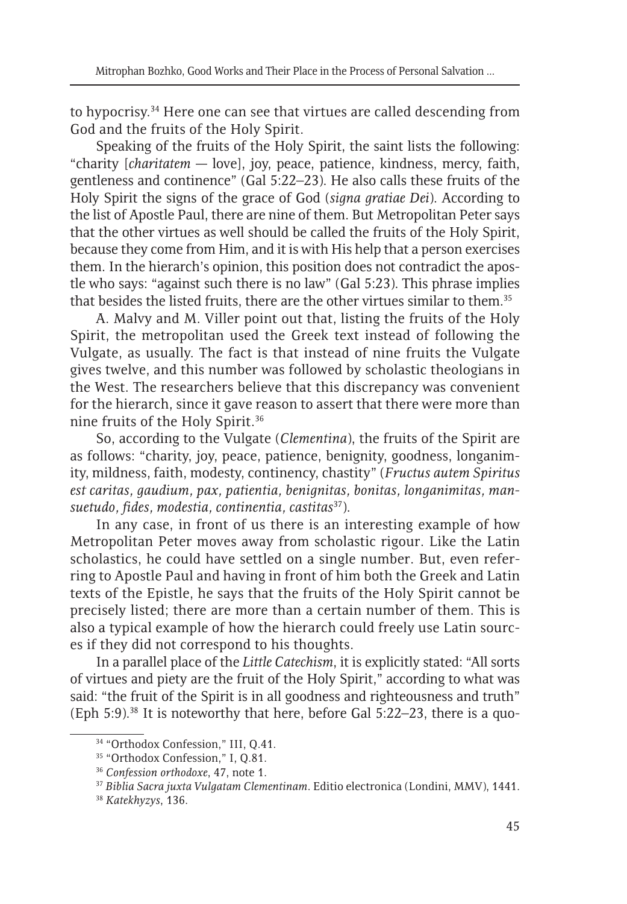to hypocrisy.[34] Here one can see that virtues are called descending from God and the fruits of the Holy Spirit.

Speaking of the fruits of the Holy Spirit, the saint lists the following: "charity [*charitatem* — love], joy, peace, patience, kindness, mercy, faith, gentleness and continence" (Gal 5:22–23). He also calls these fruits of the Holy Spirit the signs of the grace of God (*signa gratiae Dei*). According to the list of Apostle Paul, there are nine of them. But Metropolitan Peter says that the other virtues as well should be called the fruits of the Holy Spirit, because they come from Him, and it is with His help that a person exercises them. In the hierarch's opinion, this position does not contradict the apostle who says: "against such there is no law" (Gal 5:23). This phrase implies that besides the listed fruits, there are the other virtues similar to them.[35]

A. Malvy and M. Viller point out that, listing the fruits of the Holy Spirit, the metropolitan used the Greek text instead of following the Vulgate, as usually. The fact is that instead of nine fruits the Vulgate gives twelve, and this number was followed by scholastic theologians in the West. The researchers believe that this discrepancy was convenient for the hierarch, since it gave reason to assert that there were more than nine fruits of the Holy Spirit.[36]

So, according to the Vulgate (*Clementina*), the fruits of the Spirit are as follows: "charity, joy, peace, patience, benignity, goodness, longanimity, mildness, faith, modesty, continency, chastity" (*Fructus autem Spiritus est caritas, gaudium, pax, patientia, benignitas, bonitas, longanimitas, mansuetudo, fides, modestia, continentia, castitas*[37]).

In any case, in front of us there is an interesting example of how Metropolitan Peter moves away from scholastic rigour. Like the Latin scholastics, he could have settled on a single number. But, even referring to Apostle Paul and having in front of him both the Greek and Latin texts of the Epistle, he says that the fruits of the Holy Spirit cannot be precisely listed; there are more than a certain number of them. This is also a typical example of how the hierarch could freely use Latin sources if they did not correspond to his thoughts.

In a parallel place of the *Little Catechism*, it is explicitly stated: "All sorts of virtues and piety are the fruit of the Holy Spirit," according to what was said: "the fruit of the Spirit is in all goodness and righteousness and truth" (Eph 5:9).[38] It is noteworthy that here, before Gal 5:22–23, there is a quo-

[34] "Orthodox Confession," III, Q.41.

[35] "Orthodox Confession," I, Q.81.

[36] *Confession orthodoxe*, 47, note 1.

[37] *Biblia Sacra juxta Vulgatam Clementinam*. Editio electronica (Londini, MMV), 1441.

[38] *Katekhyzys*, 136.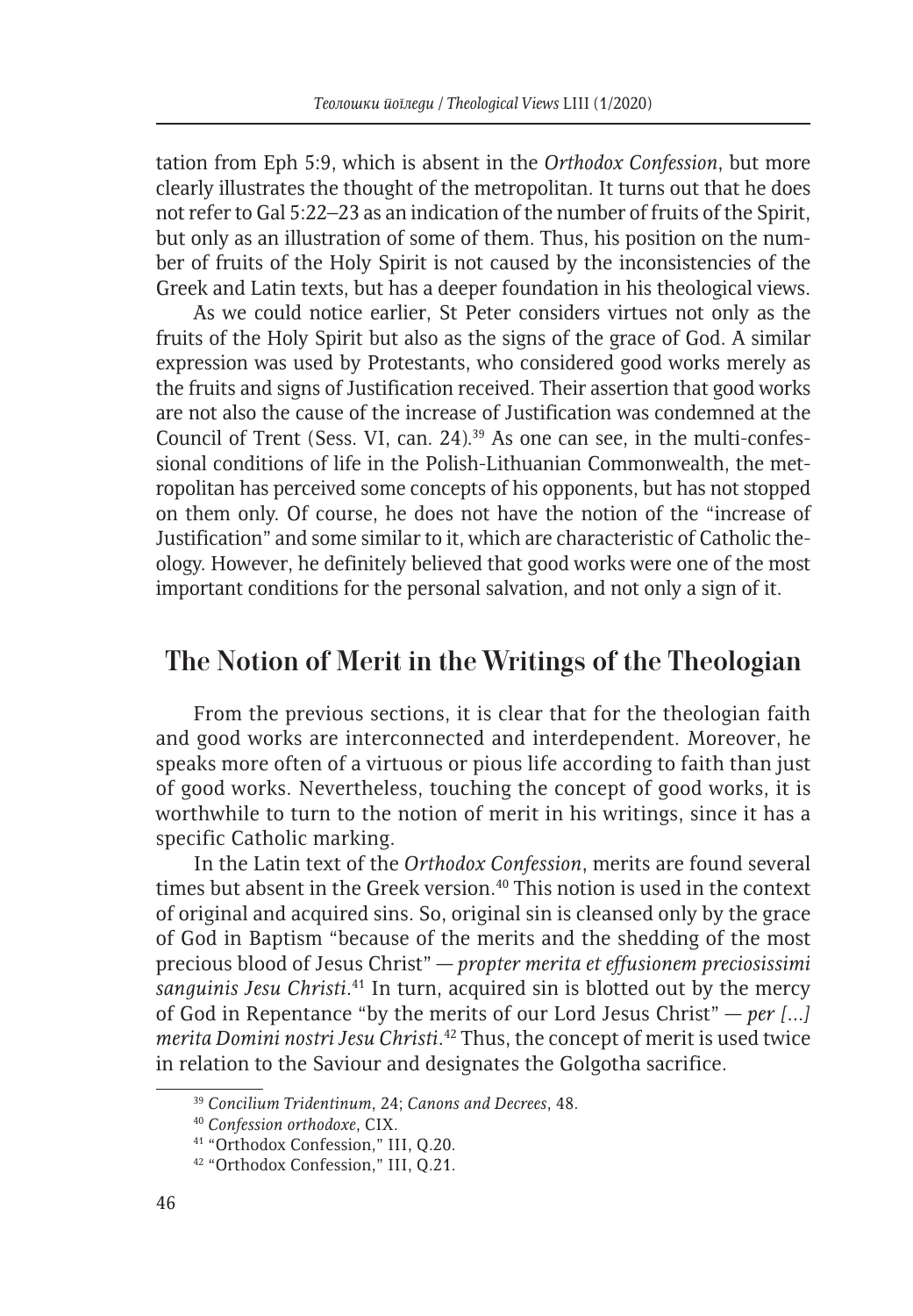tation from Eph 5:9, which is absent in the *Orthodox Confession*, but more clearly illustrates the thought of the metropolitan. It turns out that he does not refer to Gal 5:22–23 as an indication of the number of fruits of the Spirit, but only as an illustration of some of them. Thus, his position on the number of fruits of the Holy Spirit is not caused by the inconsistencies of the Greek and Latin texts, but has a deeper foundation in his theological views.

As we could notice earlier, St Peter considers virtues not only as the fruits of the Holy Spirit but also as the signs of the grace of God. A similar expression was used by Protestants, who considered good works merely as the fruits and signs of Justification received. Their assertion that good works are not also the cause of the increase of Justification was condemned at the Council of Trent (Sess. VI, can. 24).[39] As one can see, in the multi-confessional conditions of life in the Polish-Lithuanian Commonwealth, the metropolitan has perceived some concepts of his opponents, but has not stopped on them only. Of course, he does not have the notion of the "increase of Justification" and some similar to it, which are characteristic of Catholic theology. However, he definitely believed that good works were one of the most important conditions for the personal salvation, and not only a sign of it.

## The Notion of Merit in the Writings of the Theologian

From the previous sections, it is clear that for the theologian faith and good works are interconnected and interdependent. Moreover, he speaks more often of a virtuous or pious life according to faith than just of good works. Nevertheless, touching the concept of good works, it is worthwhile to turn to the notion of merit in his writings, since it has a specific Catholic marking.

In the Latin text of the *Orthodox Confession*, merits are found several times but absent in the Greek version.[40] This notion is used in the context of original and acquired sins. So, original sin is cleansed only by the grace of God in Baptism "because of the merits and the shedding of the most precious blood of Jesus Christ" — *propter merita et effusionem preciosissimi sanguinis Jesu Christi*.[41] In turn, acquired sin is blotted out by the mercy of God in Repentance "by the merits of our Lord Jesus Christ" — *per [...] merita Domini nostri Jesu Christi*.[42] Thus, the concept of merit is used twice in relation to the Saviour and designates the Golgotha sacrifice.

[39] *Concilium Tridentinum*, 24; *Canons and Decrees*, 48.

[40] *Confession orthodoxe*, CIX.

[41] "Orthodox Confession," III, Q.20.

[42] "Orthodox Confession," III, Q.21.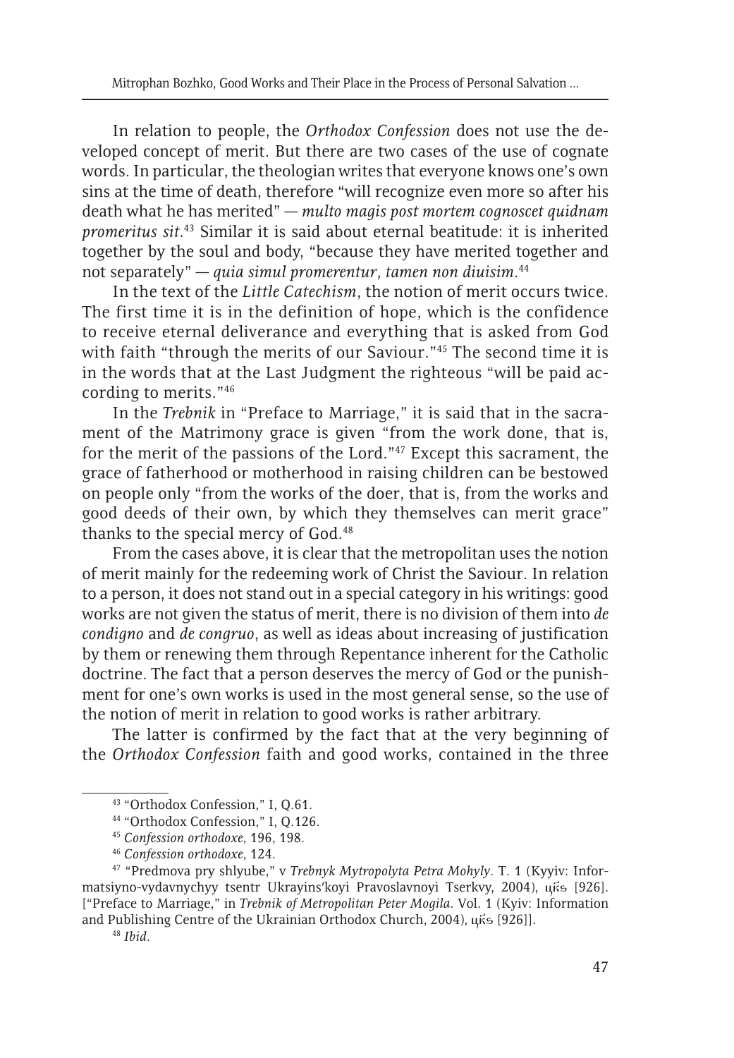In relation to people, the *Orthodox Confession* does not use the developed concept of merit. But there are two cases of the use of cognate words. In particular, the theologian writes that everyone knows one's own sins at the time of death, therefore "will recognize even more so after his death what he has merited" — *multo magis post mortem cognoscet quidnam promeritus sit*.[43] Similar it is said about eternal beatitude: it is inherited together by the soul and body, "because they have merited together and not separately" — *quia simul promerentur, tamen non diuisim*.[44]

In the text of the *Little Catechism*, the notion of merit occurs twice. The first time it is in the definition of hope, which is the confidence to receive eternal deliverance and everything that is asked from God with faith "through the merits of our Saviour."[45] The second time it is in the words that at the Last Judgment the righteous "will be paid according to merits."[46]

In the *Trebnik* in "Preface to Marriage," it is said that in the sacrament of the Matrimony grace is given "from the work done, that is, for the merit of the passions of the Lord."[47] Except this sacrament, the grace of fatherhood or motherhood in raising children can be bestowed on people only "from the works of the doer, that is, from the works and good deeds of their own, by which they themselves can merit grace" thanks to the special mercy of God.[48]

From the cases above, it is clear that the metropolitan uses the notion of merit mainly for the redeeming work of Christ the Saviour. In relation to a person, it does not stand out in a special category in his writings: good works are not given the status of merit, there is no division of them into *de condigno* and *de congruo*, as well as ideas about increasing of justification by them or renewing them through Repentance inherent for the Catholic doctrine. The fact that a person deserves the mercy of God or the punishment for one's own works is used in the most general sense, so the use of the notion of merit in relation to good works is rather arbitrary.

The latter is confirmed by the fact that at the very beginning of the *Orthodox Confession* faith and good works, contained in the three

---

[43] "Orthodox Confession," I, Q.61.

[44] "Orthodox Confession," I, Q.126.

[45] *Confession orthodoxe*, 196, 198.

[46] *Confession orthodoxe*, 124.

[47] "Predmova pry shlyube," v *Trebnyk Mytropolyta Petra Mohyly*. T. 1 (Kyyiv: Informatsiyno-vydavnychyy tsentr Ukrayins'koyi Pravoslavnoyi Tserkvy, 2004), цкѕ [926]. ["Preface to Marriage," in *Trebnik of Metropolitan Peter Mogila*. Vol. 1 (Kyiv: Information and Publishing Centre of the Ukrainian Orthodox Church, 2004), цкѕ [926]].

[48] *Ibid*.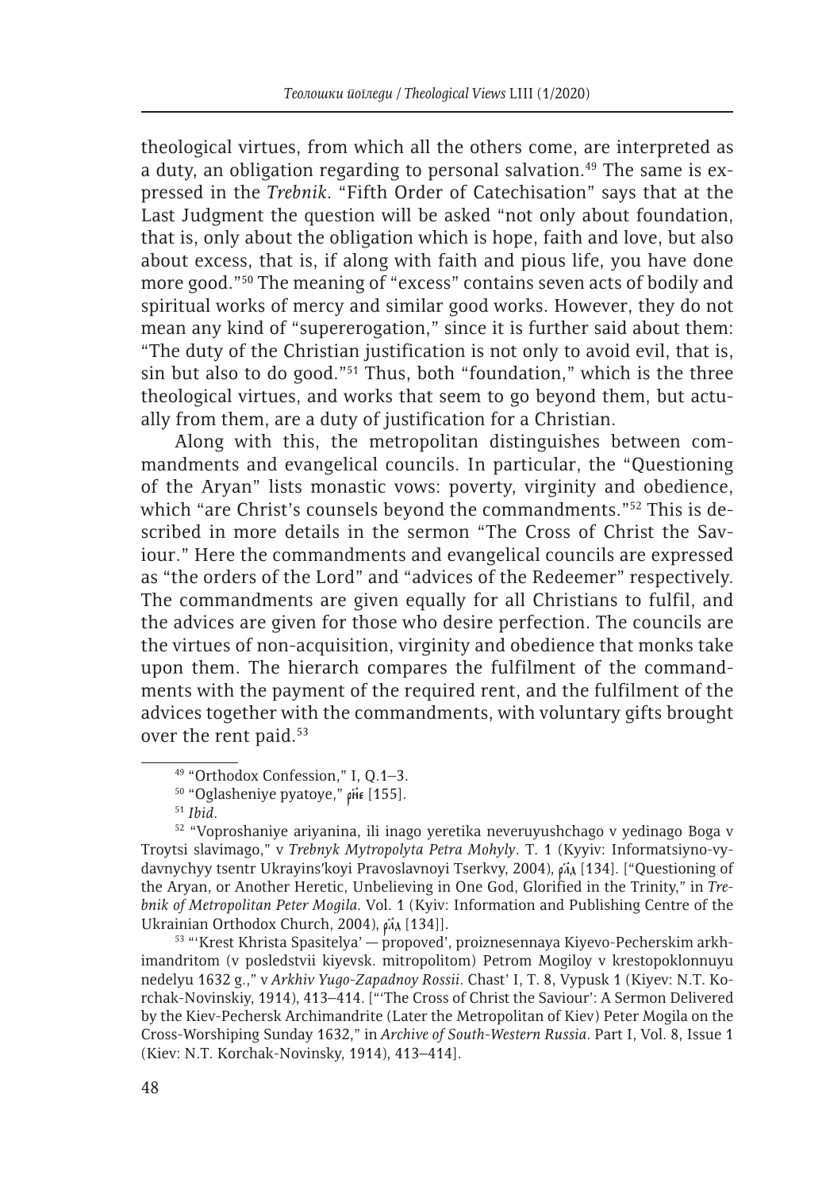theological virtues, from which all the others come, are interpreted as a duty, an obligation regarding to personal salvation.[49] The same is expressed in the *Trebnik*. "Fifth Order of Catechisation" says that at the Last Judgment the question will be asked "not only about foundation, that is, only about the obligation which is hope, faith and love, but also about excess, that is, if along with faith and pious life, you have done more good."[50] The meaning of "excess" contains seven acts of bodily and spiritual works of mercy and similar good works. However, they do not mean any kind of "supererogation," since it is further said about them: "The duty of the Christian justification is not only to avoid evil, that is, sin but also to do good."[51] Thus, both "foundation," which is the three theological virtues, and works that seem to go beyond them, but actually from them, are a duty of justification for a Christian.

Along with this, the metropolitan distinguishes between commandments and evangelical councils. In particular, the "Questioning of the Aryan" lists monastic vows: poverty, virginity and obedience, which "are Christ's counsels beyond the commandments."[52] This is described in more details in the sermon "The Cross of Christ the Saviour." Here the commandments and evangelical councils are expressed as "the orders of the Lord" and "advices of the Redeemer" respectively. The commandments are given equally for all Christians to fulfil, and the advices are given for those who desire perfection. The councils are the virtues of non-acquisition, virginity and obedience that monks take upon them. The hierarch compares the fulfilment of the commandments with the payment of the required rent, and the fulfilment of the advices together with the commandments, with voluntary gifts brought over the rent paid.[53]

---

[49] "Orthodox Confession," I, Q.1–3.

[50] "Oglasheniye pyatoye," рнѕ [155].

[51] *Ibid*.

[52] "Voproshaniye ariyanina, ili inago yeretika neveruyushchago v yedinago Boga v Troytsi slavimago," v *Trebnyk Mytropolyta Petra Mohyly*. T. 1 (Kyyiv: Informatsiyno-vydavnychyy tsentr Ukrayins'koyi Pravoslavnoyi Tserkvy, 2004), рлд [134]. ["Questioning of the Aryan, or Another Heretic, Unbelieving in One God, Glorified in the Trinity," in *Trebnik of Metropolitan Peter Mogila*. Vol. 1 (Kyiv: Information and Publishing Centre of the Ukrainian Orthodox Church, 2004), рлд [134]].

[53] "'Krest Khrista Spasitelya' — propoved', proiznesennaya Kiyevo-Pecherskim arkhimandritom (v posledstvii kiyevsk. mitropolitom) Petrom Mogiloy v krestopoklonnuyu nedelyu 1632 g.," v *Arkhiv Yugo-Zapadnoy Rossii*. Chast' I, T. 8, Vypusk 1 (Kiyev: N.T. Korchak-Novinskiy, 1914), 413–414. ["'The Cross of Christ the Saviour': A Sermon Delivered by the Kiev-Pechersk Archimandrite (Later the Metropolitan of Kiev) Peter Mogila on the Cross-Worshiping Sunday 1632," in *Archive of South-Western Russia*. Part I, Vol. 8, Issue 1 (Kiev: N.T. Korchak-Novinsky, 1914), 413–414].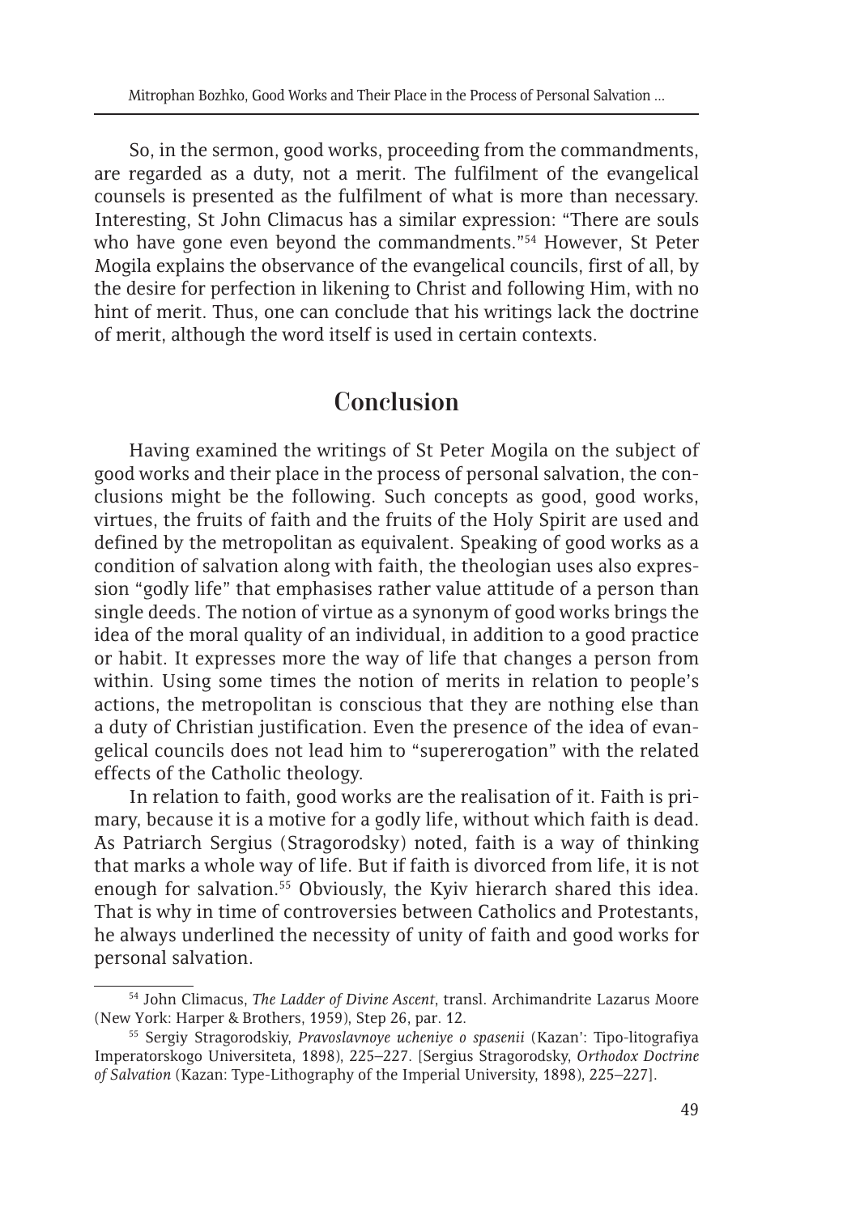So, in the sermon, good works, proceeding from the commandments, are regarded as a duty, not a merit. The fulfilment of the evangelical counsels is presented as the fulfilment of what is more than necessary. Interesting, St John Climacus has a similar expression: "There are souls who have gone even beyond the commandments."[54] However, St Peter Mogila explains the observance of the evangelical councils, first of all, by the desire for perfection in likening to Christ and following Him, with no hint of merit. Thus, one can conclude that his writings lack the doctrine of merit, although the word itself is used in certain contexts.

## Conclusion

Having examined the writings of St Peter Mogila on the subject of good works and their place in the process of personal salvation, the conclusions might be the following. Such concepts as good, good works, virtues, the fruits of faith and the fruits of the Holy Spirit are used and defined by the metropolitan as equivalent. Speaking of good works as a condition of salvation along with faith, the theologian uses also expression "godly life" that emphasises rather value attitude of a person than single deeds. The notion of virtue as a synonym of good works brings the idea of the moral quality of an individual, in addition to a good practice or habit. It expresses more the way of life that changes a person from within. Using some times the notion of merits in relation to people's actions, the metropolitan is conscious that they are nothing else than a duty of Christian justification. Even the presence of the idea of evangelical councils does not lead him to "supererogation" with the related effects of the Catholic theology.

In relation to faith, good works are the realisation of it. Faith is primary, because it is a motive for a godly life, without which faith is dead. As Patriarch Sergius (Stragorodsky) noted, faith is a way of thinking that marks a whole way of life. But if faith is divorced from life, it is not enough for salvation.[55] Obviously, the Kyiv hierarch shared this idea. That is why in time of controversies between Catholics and Protestants, he always underlined the necessity of unity of faith and good works for personal salvation.

---

[54] John Climacus, *The Ladder of Divine Ascent*, transl. Archimandrite Lazarus Moore (New York: Harper & Brothers, 1959), Step 26, par. 12.

[55] Sergiy Stragorodskiy, *Pravoslavnoye ucheniye o spasenii* (Kazan': Tipo-litografiya Imperatorskogo Universiteta, 1898), 225–227. [Sergius Stragorodsky, *Orthodox Doctrine of Salvation* (Kazan: Type-Lithography of the Imperial University, 1898), 225–227].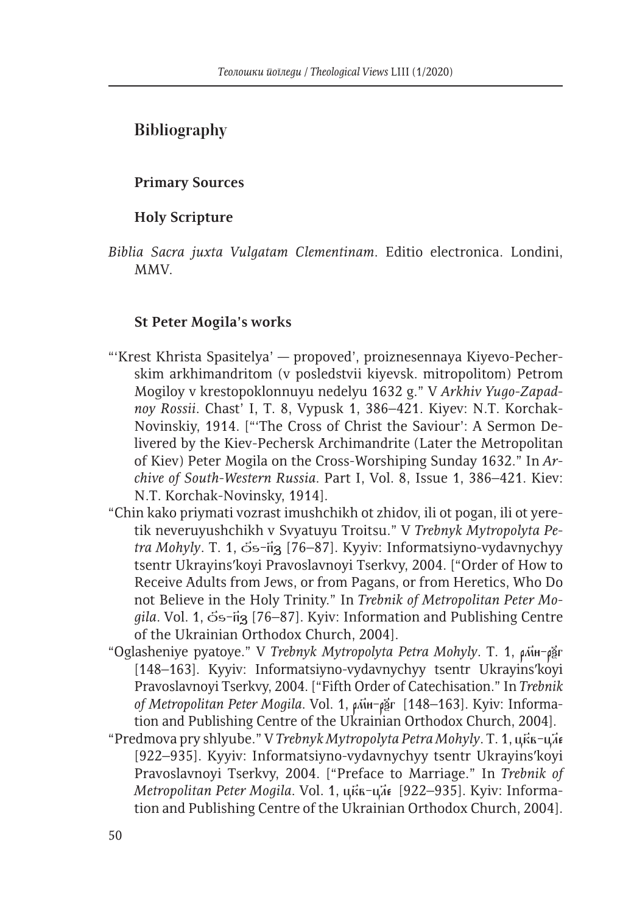## Bibliography

### Primary Sources

### Holy Scripture

*Biblia Sacra juxta Vulgatam Clementinam*. Editio electronica. Londini, MMV.

### St Peter Mogila's works

"'Krest Khrista Spasitelya' — propoved', proiznesennaya Kiyevo-Pecherskim arkhimandritom (v posledstvii kiyevsk. mitropolitom) Petrom Mogiloy v krestopoklonnuyu nedelyu 1632 g." V *Arkhiv Yugo-Zapadnoy Rossii*. Chast' I, T. 8, Vypusk 1, 386–421. Kiyev: N.T. Korchak-Novinskiy, 1914. ["'The Cross of Christ the Saviour': A Sermon Delivered by the Kiev-Pechersk Archimandrite (Later the Metropolitan of Kiev) Peter Mogila on the Cross-Worshiping Sunday 1632." In *Archive of South-Western Russia*. Part I, Vol. 8, Issue 1, 386–421. Kiev: N.T. Korchak-Novinsky, 1914].

"Chin kako priymati vozrast imushchikh ot zhidov, ili ot pogan, ili ot yeretik neveruyushchikh v Svyatuyu Troitsu." V *Trebnyk Mytropolyta Petra Mohyly*. T. 1, ѻѕ-пз [76–87]. Kyyiv: Informatsiyno-vydavnychyy tsentr Ukrayins'koyi Pravoslavnoyi Tserkvy, 2004. ["Order of How to Receive Adults from Jews, or from Pagans, or from Heretics, Who Do not Believe in the Holy Trinity." In *Trebnik of Metropolitan Peter Mogila*. Vol. 1, ѻѕ-пз [76–87]. Kyiv: Information and Publishing Centre of the Ukrainian Orthodox Church, 2004].

"Oglasheniye pyatoye." V *Trebnyk Mytropolyta Petra Mohyly*. T. 1, рмн-рѯг [148–163]. Kyyiv: Informatsiyno-vydavnychyy tsentr Ukrayins'koyi Pravoslavnoyi Tserkvy, 2004. ["Fifth Order of Catechisation." In *Trebnik of Metropolitan Peter Mogila*. Vol. 1, рмн-рѯг [148–163]. Kyiv: Information and Publishing Centre of the Ukrainian Orthodox Church, 2004].

"Predmova pry shlyube." V *Trebnyk Mytropolyta Petra Mohyly*. T. 1, цкв-цле [922–935]. Kyyiv: Informatsiyno-vydavnychyy tsentr Ukrayins'koyi Pravoslavnoyi Tserkvy, 2004. ["Preface to Marriage." In *Trebnik of Metropolitan Peter Mogila*. Vol. 1, цкв-цле [922–935]. Kyiv: Information and Publishing Centre of the Ukrainian Orthodox Church, 2004].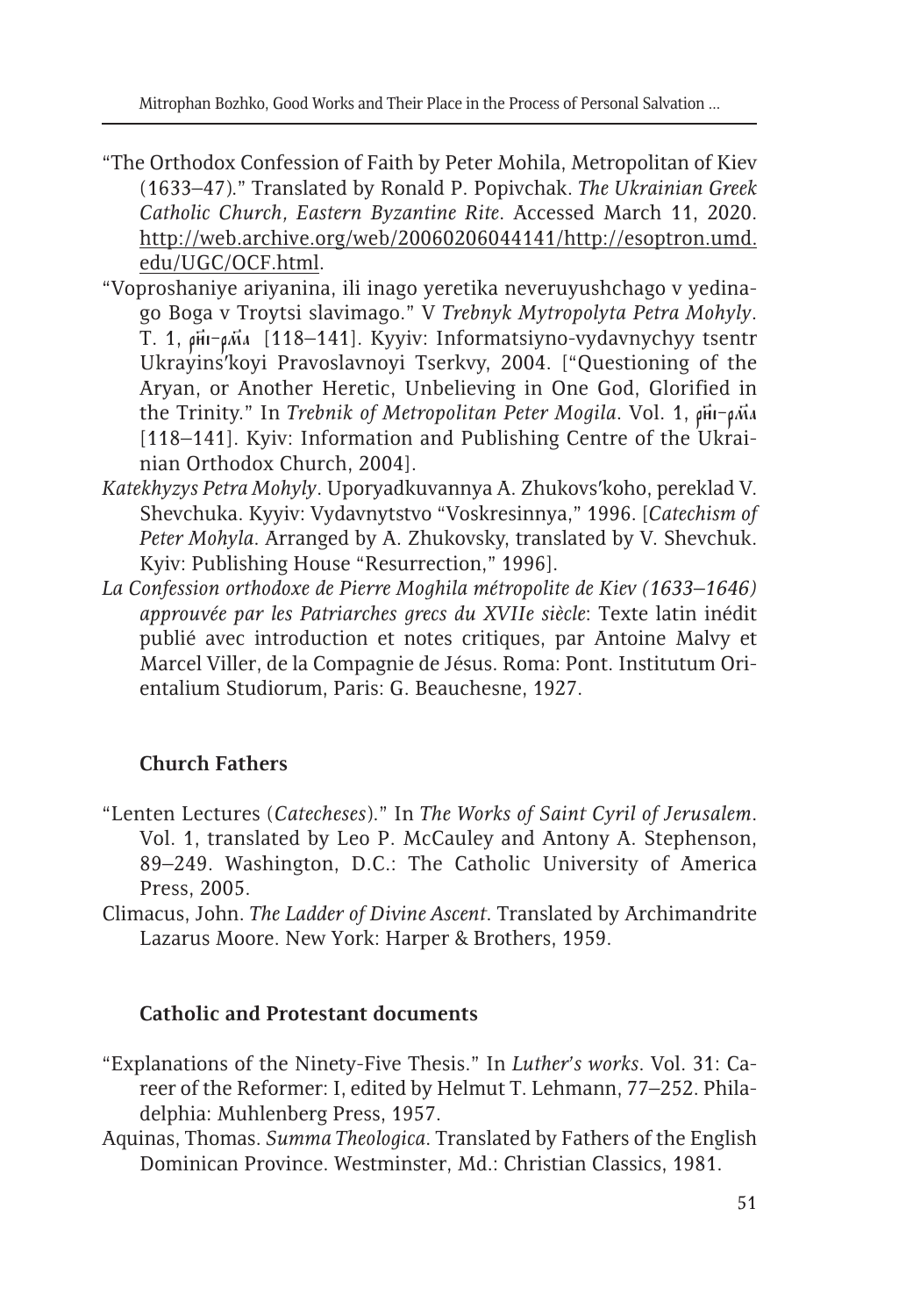"The Orthodox Confession of Faith by Peter Mohila, Metropolitan of Kiev (1633–47)." Translated by Ronald P. Popivchak. *The Ukrainian Greek Catholic Church, Eastern Byzantine Rite*. Accessed March 11, 2020. http://web.archive.org/web/20060206044141/http://esoptron.umd.edu/UGC/OCF.html.

"Voproshaniye ariyanina, ili inago yeretika neveruyushchago v yedinago Boga v Troytsi slavimago." V *Trebnyk Mytropolyta Petra Mohyly*. T. 1, ріи҃-рм҃а [118–141]. Kyyiv: Informatsiyno-vydavnychyy tsentr Ukrayins′koyi Pravoslavnoyi Tserkvy, 2004. ["Questioning of the Aryan, or Another Heretic, Unbelieving in One God, Glorified in the Trinity." In *Trebnik of Metropolitan Peter Mogila*. Vol. 1, ріи҃-рм҃а [118–141]. Kyiv: Information and Publishing Centre of the Ukrainian Orthodox Church, 2004].

*Katekhyzys Petra Mohyly*. Uporyadkuvannya A. Zhukovs′koho, pereklad V. Shevchuka. Kyyiv: Vydavnytstvo "Voskresinnya," 1996. [*Catechism of Peter Mohyla*. Arranged by A. Zhukovsky, translated by V. Shevchuk. Kyiv: Publishing House "Resurrection," 1996].

*La Confession orthodoxe de Pierre Moghila métropolite de Kiev (1633–1646) approuvée par les Patriarches grecs du XVIIe siècle*: Texte latin inédit publié avec introduction et notes critiques, par Antoine Malvy et Marcel Viller, de la Compagnie de Jésus. Roma: Pont. Institutum Orientalium Studiorum, Paris: G. Beauchesne, 1927.

### Church Fathers

"Lenten Lectures (*Catecheses*)." In *The Works of Saint Cyril of Jerusalem*. Vol. 1, translated by Leo P. McCauley and Antony A. Stephenson, 89–249. Washington, D.C.: The Catholic University of America Press, 2005.

Climacus, John. *The Ladder of Divine Ascent*. Translated by Archimandrite Lazarus Moore. New York: Harper & Brothers, 1959.

### Catholic and Protestant documents

"Explanations of the Ninety-Five Thesis." In *Luther's works*. Vol. 31: Career of the Reformer: I, edited by Helmut T. Lehmann, 77–252. Philadelphia: Muhlenberg Press, 1957.

Aquinas, Thomas. *Summa Theologica*. Translated by Fathers of the English Dominican Province. Westminster, Md.: Christian Classics, 1981.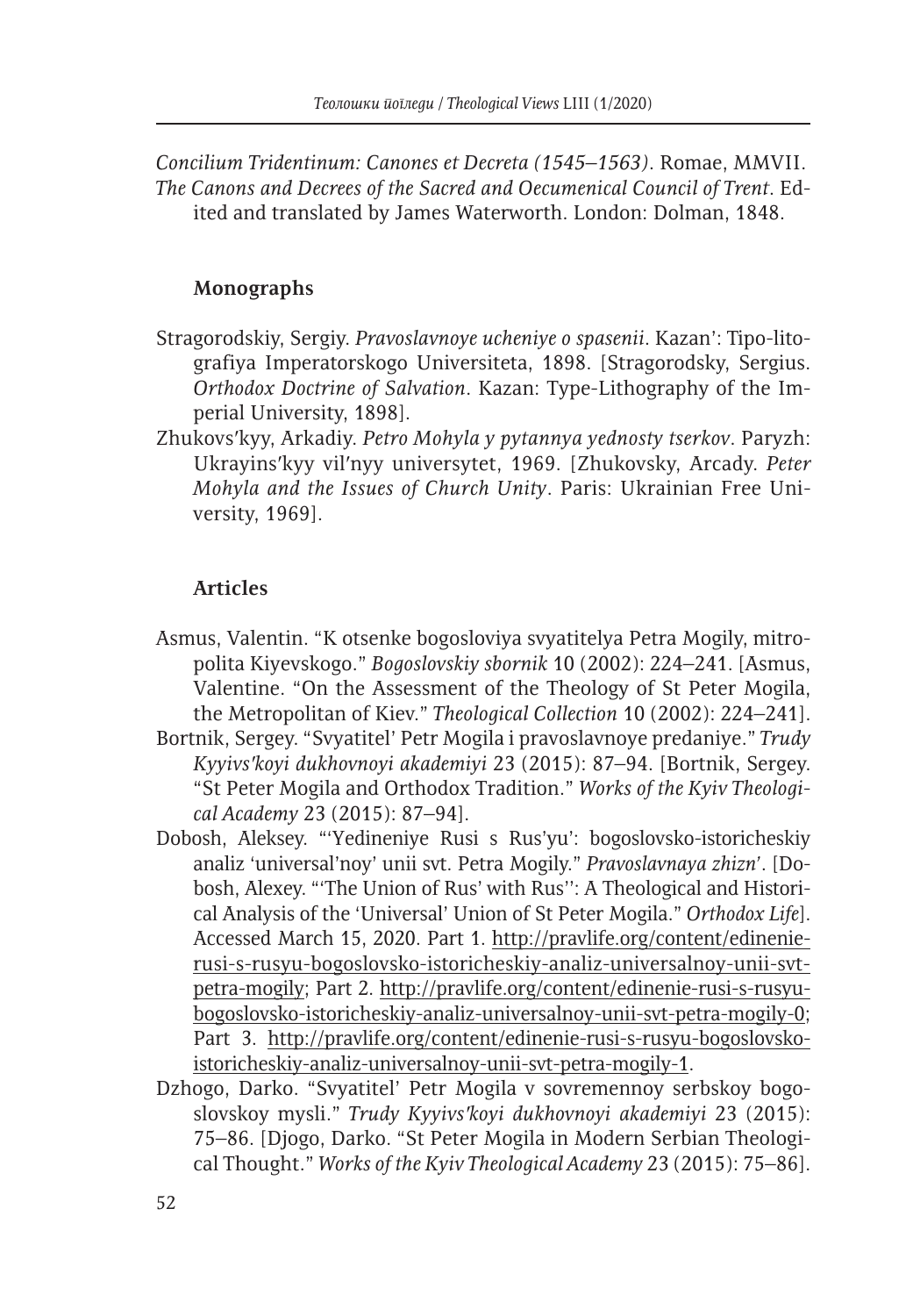*Concilium Tridentinum: Canones et Decreta (1545–1563)*. Romae, MMVII.

*The Canons and Decrees of the Sacred and Oecumenical Council of Trent*. Edited and translated by James Waterworth. London: Dolman, 1848.

### Monographs

Stragorodskiy, Sergiy. *Pravoslavnoye ucheniye o spasenii*. Kazan': Tipo-litografiya Imperatorskogo Universiteta, 1898. [Stragorodsky, Sergius. *Orthodox Doctrine of Salvation*. Kazan: Type-Lithography of the Imperial University, 1898].

Zhukovs'kyy, Arkadiy. *Petro Mohyla y pytannya yednosty tserkov*. Paryzh: Ukrayins'kyy vil'nyy universytet, 1969. [Zhukovsky, Arcady. *Peter Mohyla and the Issues of Church Unity*. Paris: Ukrainian Free University, 1969].

### Articles

Asmus, Valentin. "K otsenke bogosloviya svyatitelya Petra Mogily, mitropolita Kiyevskogo." *Bogoslovskiy sbornik* 10 (2002): 224–241. [Asmus, Valentine. "On the Assessment of the Theology of St Peter Mogila, the Metropolitan of Kiev." *Theological Collection* 10 (2002): 224–241].

Bortnik, Sergey. "Svyatitel' Petr Mogila i pravoslavnoye predaniye." *Trudy Kyyivs'koyi dukhovnoyi akademiyi* 23 (2015): 87–94. [Bortnik, Sergey. "St Peter Mogila and Orthodox Tradition." *Works of the Kyiv Theological Academy* 23 (2015): 87–94].

Dobosh, Aleksey. "'Yedineniye Rusi s Rus'yu': bogoslovsko-istoricheskiy analiz 'universal'noy' unii svt. Petra Mogily." *Pravoslavnaya zhizn'*. [Dobosh, Alexey. "'The Union of Rus' with Rus'': A Theological and Historical Analysis of the 'Universal' Union of St Peter Mogila." *Orthodox Life*]. Accessed March 15, 2020. Part 1. http://pravlife.org/content/edinenie-rusi-s-rusyu-bogoslovsko-istoricheskiy-analiz-universalnoy-unii-svt-petra-mogily; Part 2. http://pravlife.org/content/edinenie-rusi-s-rusyu-bogoslovsko-istoricheskiy-analiz-universalnoy-unii-svt-petra-mogily-0; Part 3. http://pravlife.org/content/edinenie-rusi-s-rusyu-bogoslovsko-istoricheskiy-analiz-universalnoy-unii-svt-petra-mogily-1.

Dzhogo, Darko. "Svyatitel' Petr Mogila v sovremennoy serbskoy bogoslovskoy mysli." *Trudy Kyyivs'koyi dukhovnoyi akademiyi* 23 (2015): 75–86. [Djogo, Darko. "St Peter Mogila in Modern Serbian Theological Thought." *Works of the Kyiv Theological Academy* 23 (2015): 75–86].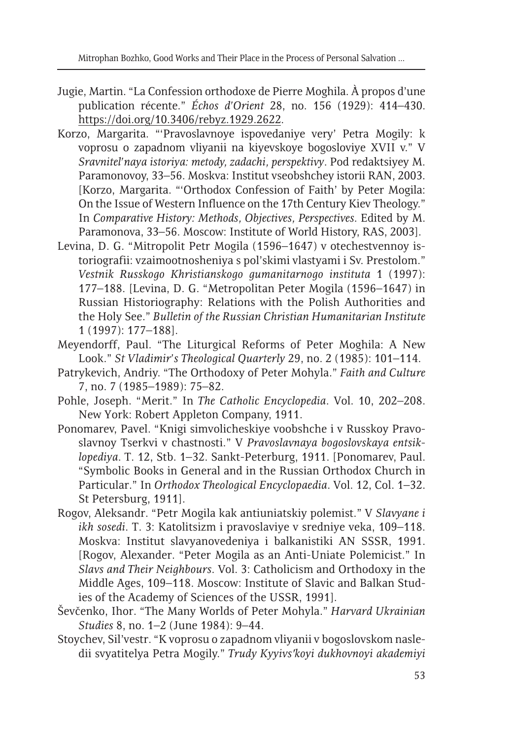Jugie, Martin. "La Confession orthodoxe de Pierre Moghila. À propos d'une publication récente." *Échos d'Orient* 28, no. 156 (1929): 414–430. https://doi.org/10.3406/rebyz.1929.2622.

Korzo, Margarita. "'Pravoslavnoye ispovedaniye very' Petra Mogily: k voprosu o zapadnom vliyanii na kiyevskoye bogosloviye XVII v." V *Sravnitel'naya istoriya: metody, zadachi, perspektivy*. Pod redaktsiyey M. Paramonovoy, 33–56. Moskva: Institut vseobshchey istorii RAN, 2003. [Korzo, Margarita. "'Orthodox Confession of Faith' by Peter Mogila: On the Issue of Western Influence on the 17th Century Kiev Theology." In *Comparative History: Methods, Objectives, Perspectives*. Edited by M. Paramonova, 33–56. Moscow: Institute of World History, RAS, 2003].

Levina, D. G. "Mitropolit Petr Mogila (1596–1647) v otechestvennoy istoriografii: vzaimootnosheniya s pol'skimi vlastyami i Sv. Prestolom." *Vestnik Russkogo Khristianskogo gumanitarnogo instituta* 1 (1997): 177–188. [Levina, D. G. "Metropolitan Peter Mogila (1596–1647) in Russian Historiography: Relations with the Polish Authorities and the Holy See." *Bulletin of the Russian Christian Humanitarian Institute* 1 (1997): 177–188].

Meyendorff, Paul. "The Liturgical Reforms of Peter Moghila: A New Look." *St Vladimir's Theological Quarterly* 29, no. 2 (1985): 101–114.

Patrykevich, Andriy. "The Orthodoxy of Peter Mohyla." *Faith and Culture* 7, no. 7 (1985–1989): 75–82.

Pohle, Joseph. "Merit." In *The Catholic Encyclopedia*. Vol. 10, 202–208. New York: Robert Appleton Company, 1911.

Ponomarev, Pavel. "Knigi simvolicheskiye voobshche i v Russkoy Pravoslavnoy Tserkvi v chastnosti." V *Pravoslavnaya bogoslovskaya entsiklopediya*. T. 12, Stb. 1–32. Sankt-Peterburg, 1911. [Ponomarev, Paul. "Symbolic Books in General and in the Russian Orthodox Church in Particular." In *Orthodox Theological Encyclopaedia*. Vol. 12, Col. 1–32. St Petersburg, 1911].

Rogov, Aleksandr. "Petr Mogila kak antiuniatskiy polemist." V *Slavyane i ikh sosedi*. T. 3: Katolitsizm i pravoslaviye v sredniye veka, 109–118. Moskva: Institut slavyanovedeniya i balkanistiki AN SSSR, 1991. [Rogov, Alexander. "Peter Mogila as an Anti-Uniate Polemicist." In *Slavs and Their Neighbours*. Vol. 3: Catholicism and Orthodoxy in the Middle Ages, 109–118. Moscow: Institute of Slavic and Balkan Studies of the Academy of Sciences of the USSR, 1991].

Ševčenko, Ihor. "The Many Worlds of Peter Mohyla." *Harvard Ukrainian Studies* 8, no. 1–2 (June 1984): 9–44.

Stoychev, Sil'vestr. "K voprosu o zapadnom vliyanii v bogoslovskom nasledii svyatitelya Petra Mogily." *Trudy Kyyivs'koyi dukhovnoyi akademiyi*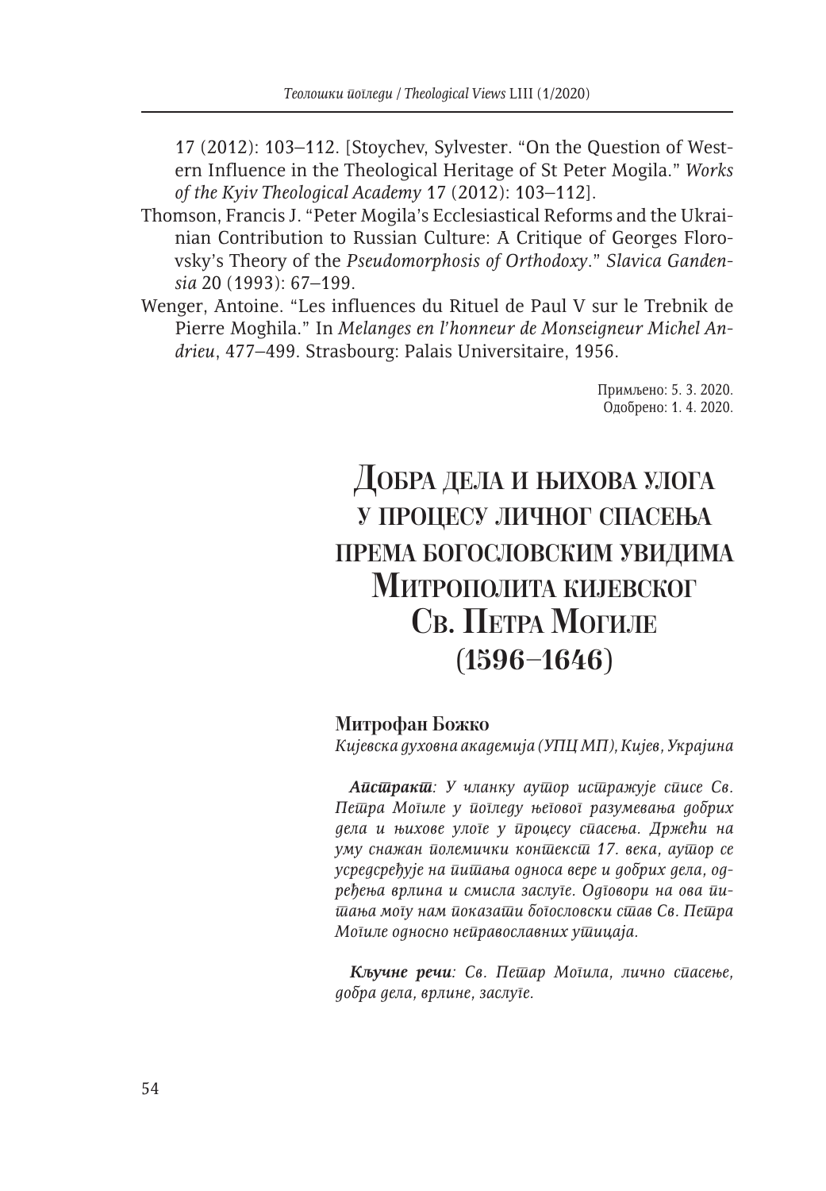17 (2012): 103–112. [Stoychev, Sylvester. "On the Question of Western Influence in the Theological Heritage of St Peter Mogila." *Works of the Kyiv Theological Academy* 17 (2012): 103–112].

Thomson, Francis J. "Peter Mogila's Ecclesiastical Reforms and the Ukrainian Contribution to Russian Culture: A Critique of Georges Florovsky's Theory of the *Pseudomorphosis of Orthodoxy*." *Slavica Gandensia* 20 (1993): 67–199.

Wenger, Antoine. "Les influences du Rituel de Paul V sur le Trebnik de Pierre Moghila." In *Melanges en l'honneur de Monseigneur Michel Andrieu*, 477–499. Strasbourg: Palais Universitaire, 1956.

Примљено: 5. 3. 2020.
Одобрено: 1. 4. 2020.

# Добра дела и њихова улога у процесу личног спасења према богословским увидима Митрополита кијевског Св. Петра Могиле (1596–1646)

**Митрофан Божко**
*Кијевска духовна академија (УПЦ МП), Кијев, Украјина*

***Айстракт**: У чланку аутор истражује списе Св. Петра Могиле у погледу његовог разумевања добрих дела и њихове улоге у процесу спасења. Држећи на уму снажан полемички контекст 17. века, аутор се усредсређује на питања односа вере и добрих дела, одређења врлина и смисла заслуге. Одговори на ова питања могу нам показати богословски став Св. Петра Могиле односно неправославних утицаја.*

***Кључне речи**: Св. Петар Могила, лично спасење, добра дела, врлине, заслуге.*